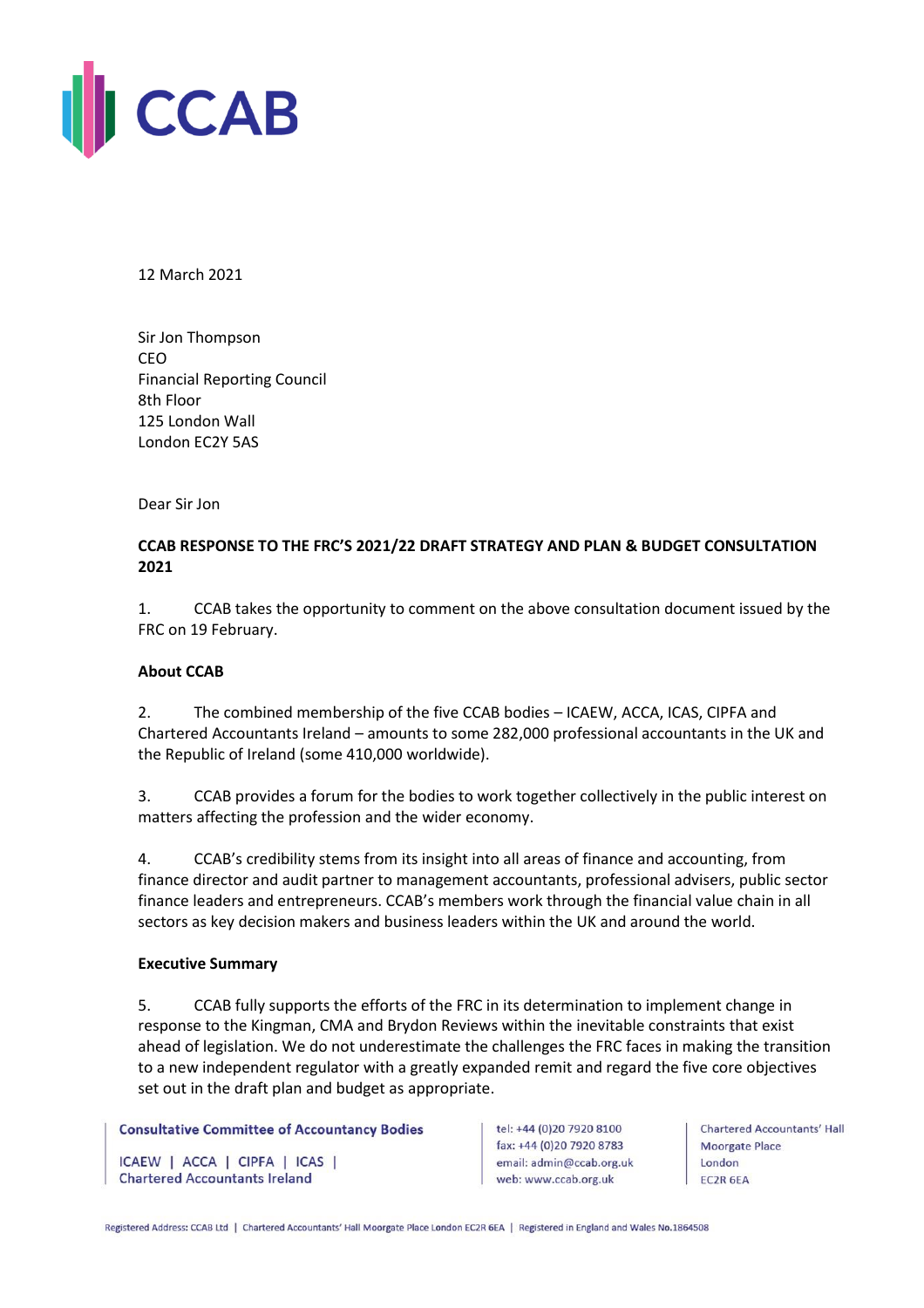CCAB

12 March 2021

Sir Jon Thompson
CEO
Financial Reporting Council
8th Floor
125 London Wall
London EC2Y 5AS

Dear Sir Jon

**CCAB RESPONSE TO THE FRC'S 2021/22 DRAFT STRATEGY AND PLAN & BUDGET CONSULTATION 2021**

1. CCAB takes the opportunity to comment on the above consultation document issued by the FRC on 19 February.

**About CCAB**

2. The combined membership of the five CCAB bodies – ICAEW, ACCA, ICAS, CIPFA and Chartered Accountants Ireland – amounts to some 282,000 professional accountants in the UK and the Republic of Ireland (some 410,000 worldwide).

3. CCAB provides a forum for the bodies to work together collectively in the public interest on matters affecting the profession and the wider economy.

4. CCAB's credibility stems from its insight into all areas of finance and accounting, from finance director and audit partner to management accountants, professional advisers, public sector finance leaders and entrepreneurs. CCAB's members work through the financial value chain in all sectors as key decision makers and business leaders within the UK and around the world.

**Executive Summary**

5. CCAB fully supports the efforts of the FRC in its determination to implement change in response to the Kingman, CMA and Brydon Reviews within the inevitable constraints that exist ahead of legislation. We do not underestimate the challenges the FRC faces in making the transition to a new independent regulator with a greatly expanded remit and regard the five core objectives set out in the draft plan and budget as appropriate.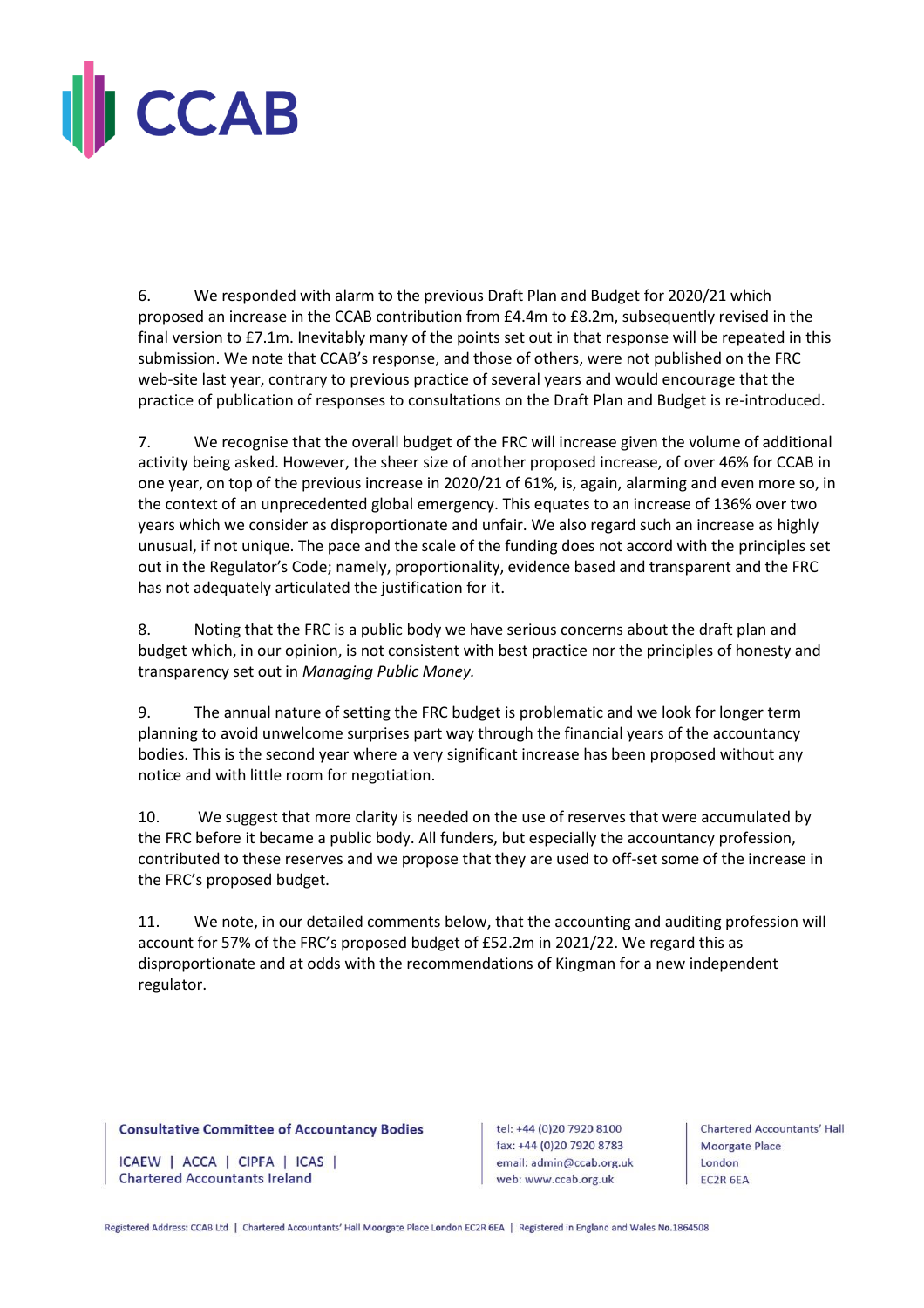6. We responded with alarm to the previous Draft Plan and Budget for 2020/21 which proposed an increase in the CCAB contribution from £4.4m to £8.2m, subsequently revised in the final version to £7.1m. Inevitably many of the points set out in that response will be repeated in this submission. We note that CCAB's response, and those of others, were not published on the FRC web-site last year, contrary to previous practice of several years and would encourage that the practice of publication of responses to consultations on the Draft Plan and Budget is re-introduced.

7. We recognise that the overall budget of the FRC will increase given the volume of additional activity being asked. However, the sheer size of another proposed increase, of over 46% for CCAB in one year, on top of the previous increase in 2020/21 of 61%, is, again, alarming and even more so, in the context of an unprecedented global emergency. This equates to an increase of 136% over two years which we consider as disproportionate and unfair. We also regard such an increase as highly unusual, if not unique. The pace and the scale of the funding does not accord with the principles set out in the Regulator's Code; namely, proportionality, evidence based and transparent and the FRC has not adequately articulated the justification for it.

8. Noting that the FRC is a public body we have serious concerns about the draft plan and budget which, in our opinion, is not consistent with best practice nor the principles of honesty and transparency set out in *Managing Public Money.*

9. The annual nature of setting the FRC budget is problematic and we look for longer term planning to avoid unwelcome surprises part way through the financial years of the accountancy bodies. This is the second year where a very significant increase has been proposed without any notice and with little room for negotiation.

10. We suggest that more clarity is needed on the use of reserves that were accumulated by the FRC before it became a public body. All funders, but especially the accountancy profession, contributed to these reserves and we propose that they are used to off-set some of the increase in the FRC's proposed budget.

11. We note, in our detailed comments below, that the accounting and auditing profession will account for 57% of the FRC's proposed budget of £52.2m in 2021/22. We regard this as disproportionate and at odds with the recommendations of Kingman for a new independent regulator.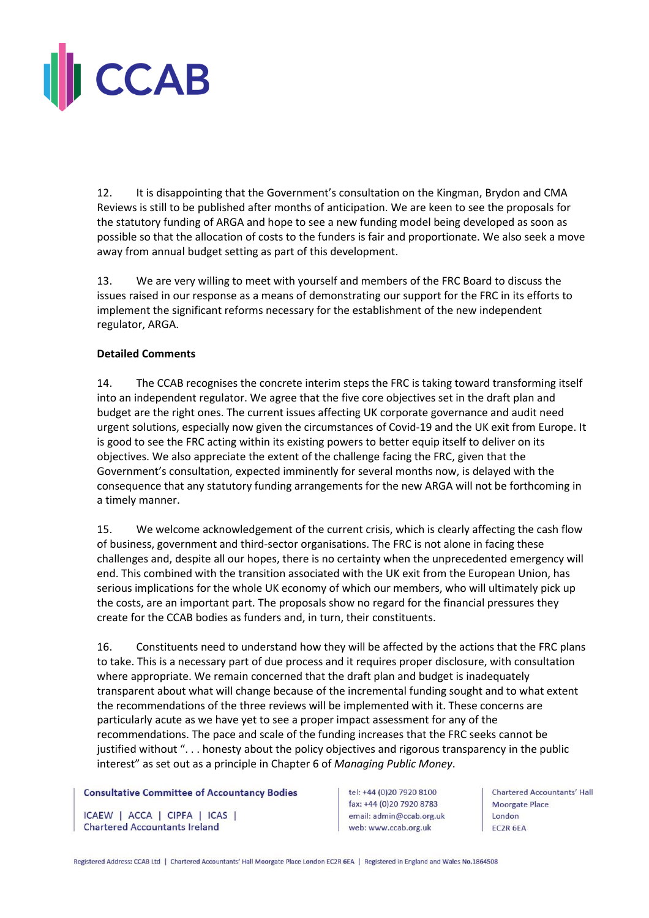12. It is disappointing that the Government's consultation on the Kingman, Brydon and CMA Reviews is still to be published after months of anticipation. We are keen to see the proposals for the statutory funding of ARGA and hope to see a new funding model being developed as soon as possible so that the allocation of costs to the funders is fair and proportionate. We also seek a move away from annual budget setting as part of this development.

13. We are very willing to meet with yourself and members of the FRC Board to discuss the issues raised in our response as a means of demonstrating our support for the FRC in its efforts to implement the significant reforms necessary for the establishment of the new independent regulator, ARGA.

**Detailed Comments**

14. The CCAB recognises the concrete interim steps the FRC is taking toward transforming itself into an independent regulator. We agree that the five core objectives set in the draft plan and budget are the right ones. The current issues affecting UK corporate governance and audit need urgent solutions, especially now given the circumstances of Covid-19 and the UK exit from Europe. It is good to see the FRC acting within its existing powers to better equip itself to deliver on its objectives. We also appreciate the extent of the challenge facing the FRC, given that the Government's consultation, expected imminently for several months now, is delayed with the consequence that any statutory funding arrangements for the new ARGA will not be forthcoming in a timely manner.

15. We welcome acknowledgement of the current crisis, which is clearly affecting the cash flow of business, government and third-sector organisations. The FRC is not alone in facing these challenges and, despite all our hopes, there is no certainty when the unprecedented emergency will end. This combined with the transition associated with the UK exit from the European Union, has serious implications for the whole UK economy of which our members, who will ultimately pick up the costs, are an important part. The proposals show no regard for the financial pressures they create for the CCAB bodies as funders and, in turn, their constituents.

16. Constituents need to understand how they will be affected by the actions that the FRC plans to take. This is a necessary part of due process and it requires proper disclosure, with consultation where appropriate. We remain concerned that the draft plan and budget is inadequately transparent about what will change because of the incremental funding sought and to what extent the recommendations of the three reviews will be implemented with it. These concerns are particularly acute as we have yet to see a proper impact assessment for any of the recommendations. The pace and scale of the funding increases that the FRC seeks cannot be justified without ". . . honesty about the policy objectives and rigorous transparency in the public interest" as set out as a principle in Chapter 6 of *Managing Public Money*.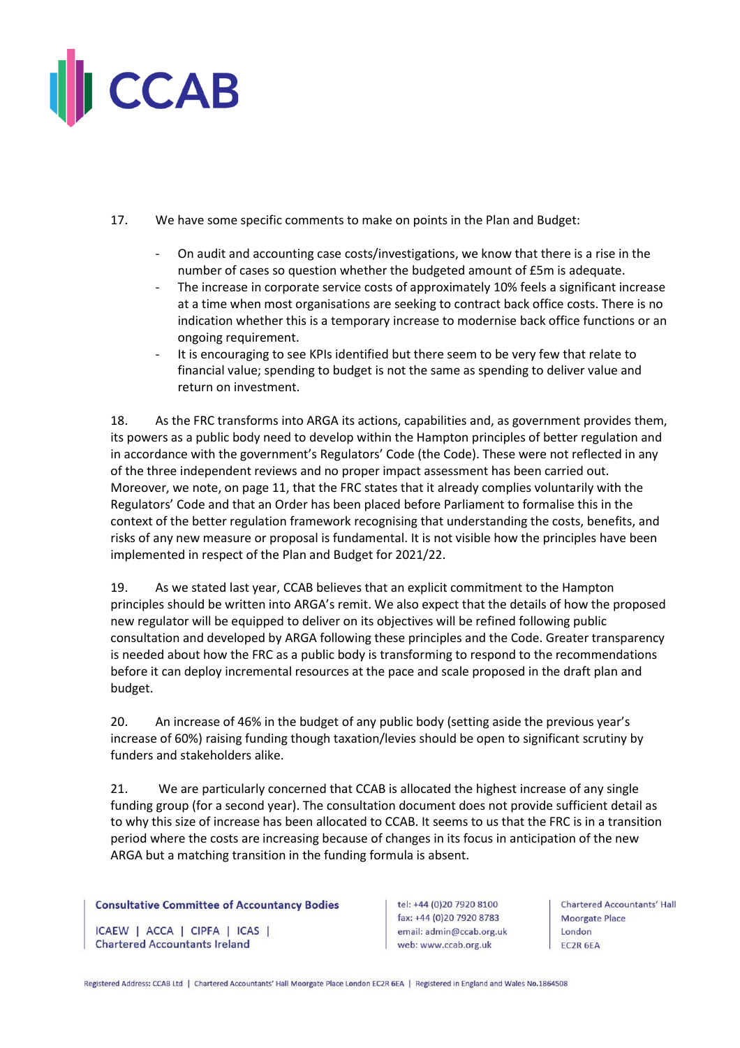17. We have some specific comments to make on points in the Plan and Budget:

- On audit and accounting case costs/investigations, we know that there is a rise in the number of cases so question whether the budgeted amount of £5m is adequate.
- The increase in corporate service costs of approximately 10% feels a significant increase at a time when most organisations are seeking to contract back office costs. There is no indication whether this is a temporary increase to modernise back office functions or an ongoing requirement.
- It is encouraging to see KPIs identified but there seem to be very few that relate to financial value; spending to budget is not the same as spending to deliver value and return on investment.

18. As the FRC transforms into ARGA its actions, capabilities and, as government provides them, its powers as a public body need to develop within the Hampton principles of better regulation and in accordance with the government's Regulators' Code (the Code). These were not reflected in any of the three independent reviews and no proper impact assessment has been carried out. Moreover, we note, on page 11, that the FRC states that it already complies voluntarily with the Regulators' Code and that an Order has been placed before Parliament to formalise this in the context of the better regulation framework recognising that understanding the costs, benefits, and risks of any new measure or proposal is fundamental. It is not visible how the principles have been implemented in respect of the Plan and Budget for 2021/22.

19. As we stated last year, CCAB believes that an explicit commitment to the Hampton principles should be written into ARGA's remit. We also expect that the details of how the proposed new regulator will be equipped to deliver on its objectives will be refined following public consultation and developed by ARGA following these principles and the Code. Greater transparency is needed about how the FRC as a public body is transforming to respond to the recommendations before it can deploy incremental resources at the pace and scale proposed in the draft plan and budget.

20. An increase of 46% in the budget of any public body (setting aside the previous year's increase of 60%) raising funding though taxation/levies should be open to significant scrutiny by funders and stakeholders alike.

21. We are particularly concerned that CCAB is allocated the highest increase of any single funding group (for a second year). The consultation document does not provide sufficient detail as to why this size of increase has been allocated to CCAB. It seems to us that the FRC is in a transition period where the costs are increasing because of changes in its focus in anticipation of the new ARGA but a matching transition in the funding formula is absent.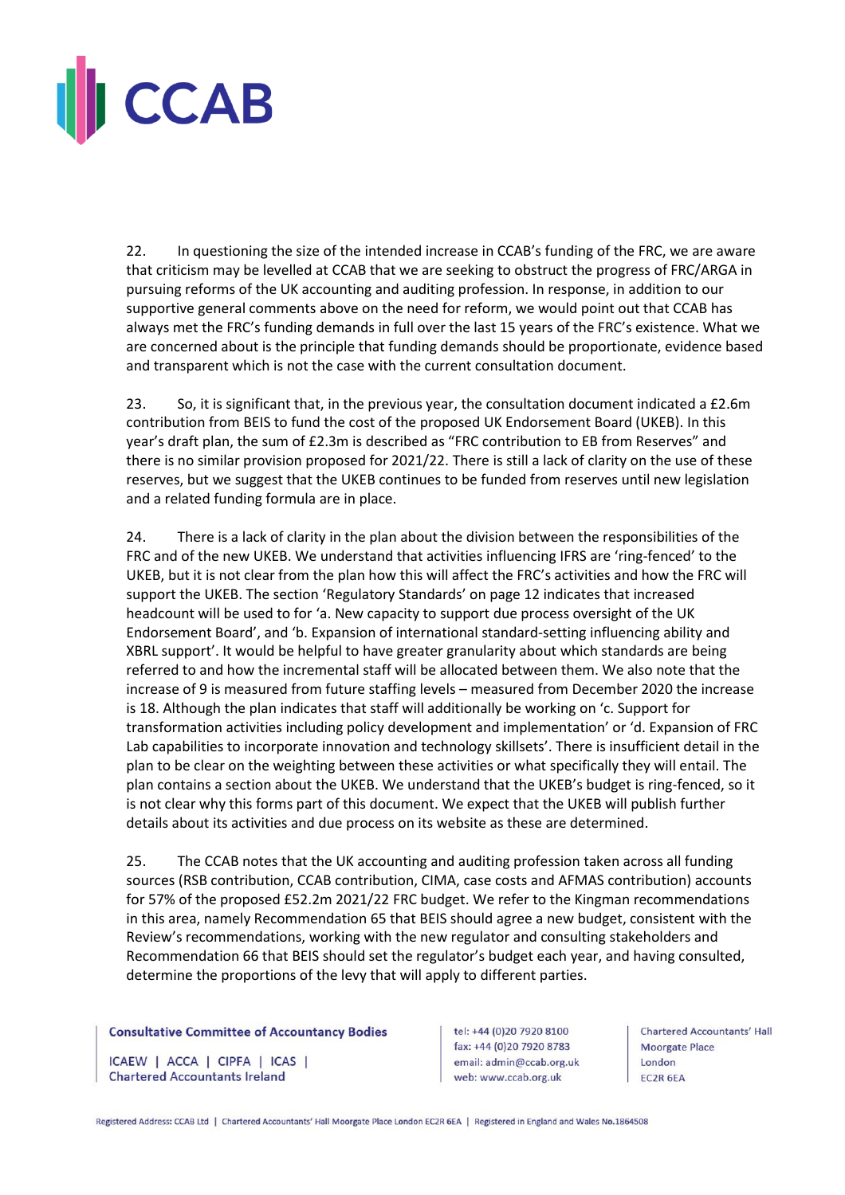22. In questioning the size of the intended increase in CCAB's funding of the FRC, we are aware that criticism may be levelled at CCAB that we are seeking to obstruct the progress of FRC/ARGA in pursuing reforms of the UK accounting and auditing profession. In response, in addition to our supportive general comments above on the need for reform, we would point out that CCAB has always met the FRC's funding demands in full over the last 15 years of the FRC's existence. What we are concerned about is the principle that funding demands should be proportionate, evidence based and transparent which is not the case with the current consultation document.

23. So, it is significant that, in the previous year, the consultation document indicated a £2.6m contribution from BEIS to fund the cost of the proposed UK Endorsement Board (UKEB). In this year's draft plan, the sum of £2.3m is described as "FRC contribution to EB from Reserves" and there is no similar provision proposed for 2021/22. There is still a lack of clarity on the use of these reserves, but we suggest that the UKEB continues to be funded from reserves until new legislation and a related funding formula are in place.

24. There is a lack of clarity in the plan about the division between the responsibilities of the FRC and of the new UKEB. We understand that activities influencing IFRS are 'ring-fenced' to the UKEB, but it is not clear from the plan how this will affect the FRC's activities and how the FRC will support the UKEB. The section 'Regulatory Standards' on page 12 indicates that increased headcount will be used to for 'a. New capacity to support due process oversight of the UK Endorsement Board', and 'b. Expansion of international standard-setting influencing ability and XBRL support'. It would be helpful to have greater granularity about which standards are being referred to and how the incremental staff will be allocated between them. We also note that the increase of 9 is measured from future staffing levels – measured from December 2020 the increase is 18. Although the plan indicates that staff will additionally be working on 'c. Support for transformation activities including policy development and implementation' or 'd. Expansion of FRC Lab capabilities to incorporate innovation and technology skillsets'. There is insufficient detail in the plan to be clear on the weighting between these activities or what specifically they will entail. The plan contains a section about the UKEB. We understand that the UKEB's budget is ring-fenced, so it is not clear why this forms part of this document. We expect that the UKEB will publish further details about its activities and due process on its website as these are determined.

25. The CCAB notes that the UK accounting and auditing profession taken across all funding sources (RSB contribution, CCAB contribution, CIMA, case costs and AFMAS contribution) accounts for 57% of the proposed £52.2m 2021/22 FRC budget. We refer to the Kingman recommendations in this area, namely Recommendation 65 that BEIS should agree a new budget, consistent with the Review's recommendations, working with the new regulator and consulting stakeholders and Recommendation 66 that BEIS should set the regulator's budget each year, and having consulted, determine the proportions of the levy that will apply to different parties.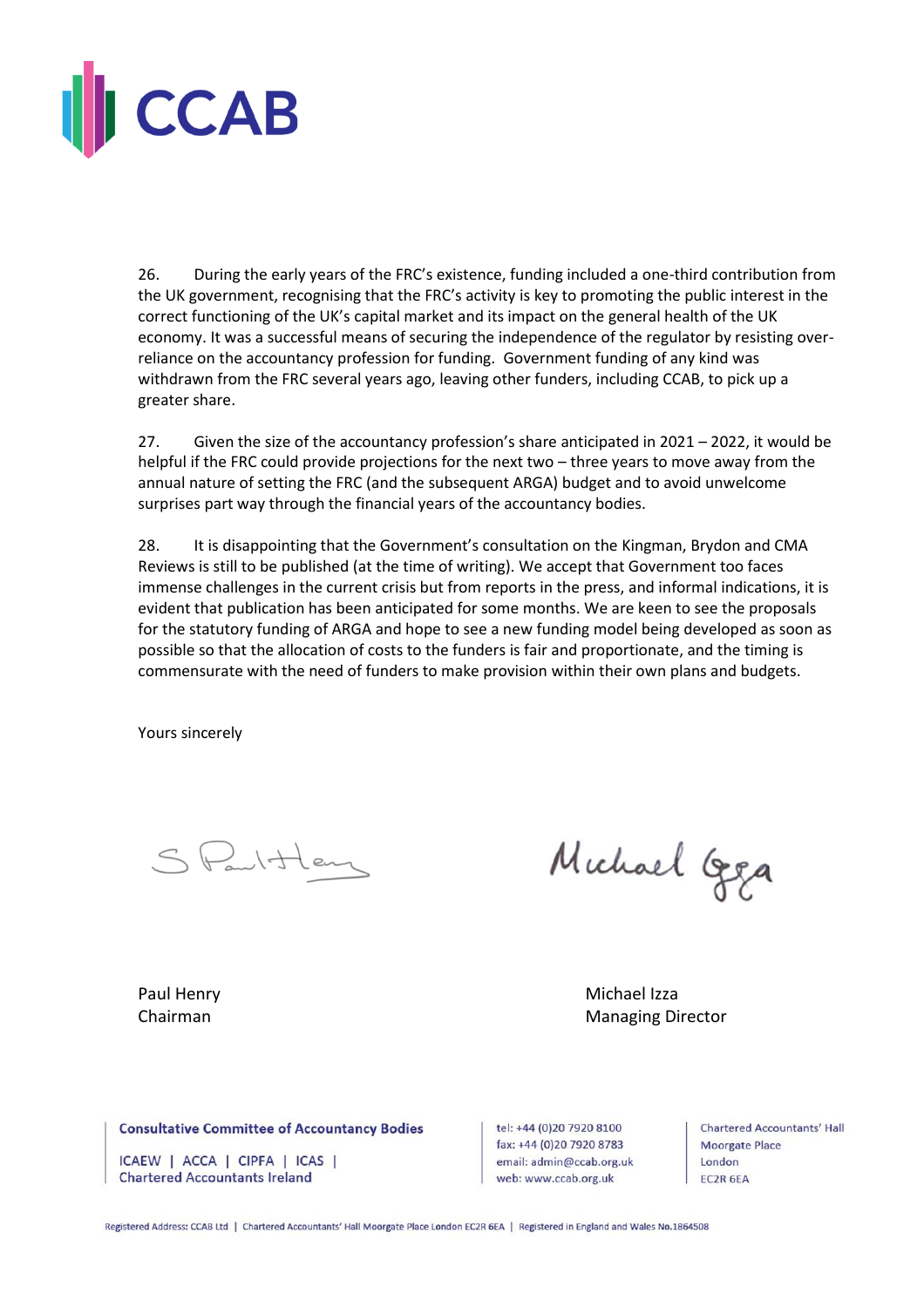CCAB

26. During the early years of the FRC's existence, funding included a one-third contribution from the UK government, recognising that the FRC's activity is key to promoting the public interest in the correct functioning of the UK's capital market and its impact on the general health of the UK economy. It was a successful means of securing the independence of the regulator by resisting over-reliance on the accountancy profession for funding. Government funding of any kind was withdrawn from the FRC several years ago, leaving other funders, including CCAB, to pick up a greater share.

27. Given the size of the accountancy profession's share anticipated in 2021 – 2022, it would be helpful if the FRC could provide projections for the next two – three years to move away from the annual nature of setting the FRC (and the subsequent ARGA) budget and to avoid unwelcome surprises part way through the financial years of the accountancy bodies.

28. It is disappointing that the Government's consultation on the Kingman, Brydon and CMA Reviews is still to be published (at the time of writing). We accept that Government too faces immense challenges in the current crisis but from reports in the press, and informal indications, it is evident that publication has been anticipated for some months. We are keen to see the proposals for the statutory funding of ARGA and hope to see a new funding model being developed as soon as possible so that the allocation of costs to the funders is fair and proportionate, and the timing is commensurate with the need of funders to make provision within their own plans and budgets.

Yours sincerely

Paul Henry
Chairman

Michael Izza
Managing Director

**Consultative Committee of Accountancy Bodies**

ICAEW | ACCA | CIPFA | ICAS | Chartered Accountants Ireland

tel: +44 (0)20 7920 8100
fax: +44 (0)20 7920 8783
email: admin@ccab.org.uk
web: www.ccab.org.uk

Chartered Accountants' Hall
Moorgate Place
London
EC2R 6EA

Registered Address: CCAB Ltd | Chartered Accountants' Hall Moorgate Place London EC2R 6EA | Registered in England and Wales No.1864508